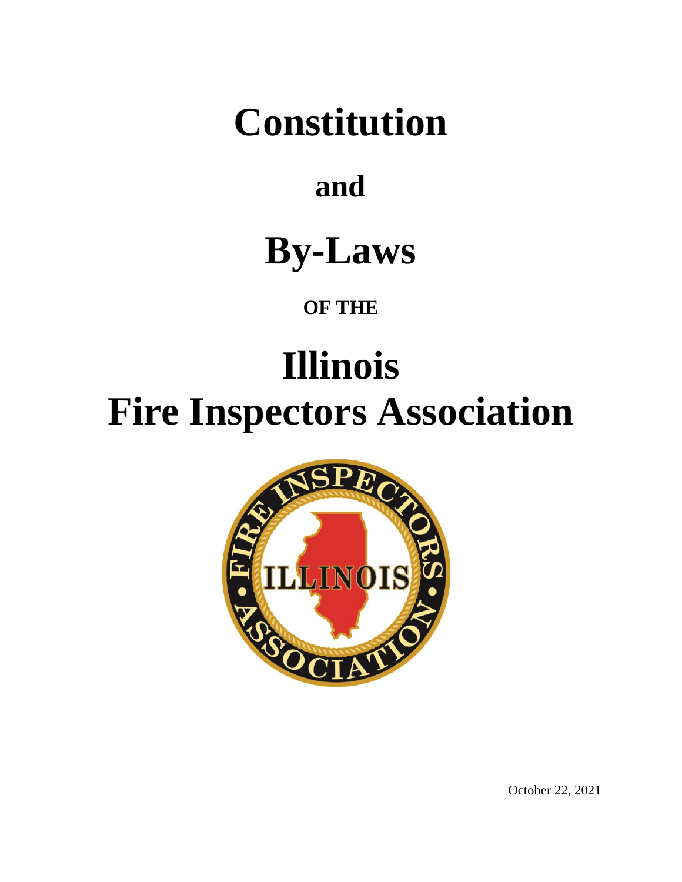# Constitution

## and

# By-Laws

### OF THE

# Illinois Fire Inspectors Association

October 22, 2021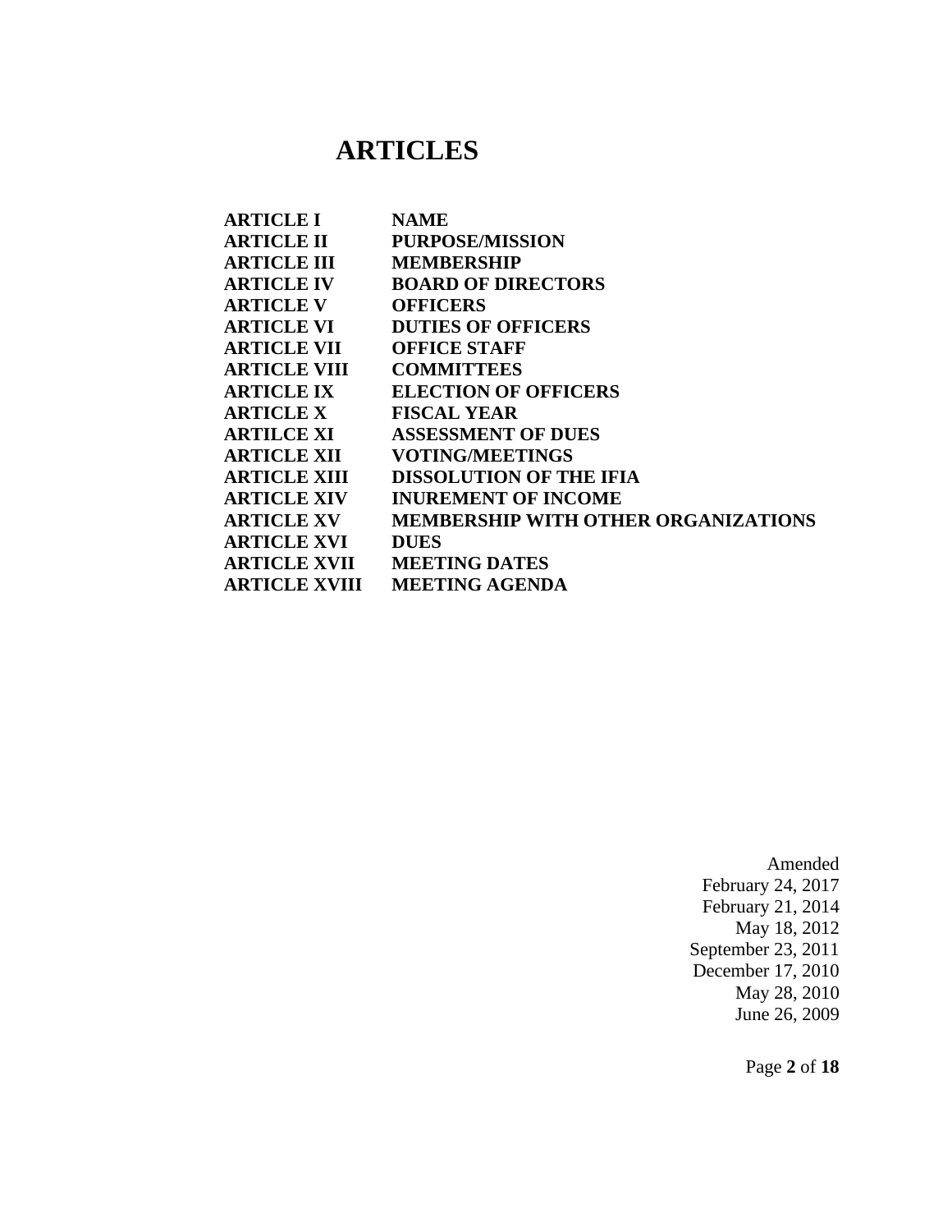# ARTICLES

| | |
|---|---|
| **ARTICLE I** | **NAME** |
| **ARTICLE II** | **PURPOSE/MISSION** |
| **ARTICLE III** | **MEMBERSHIP** |
| **ARTICLE IV** | **BOARD OF DIRECTORS** |
| **ARTICLE V** | **OFFICERS** |
| **ARTICLE VI** | **DUTIES OF OFFICERS** |
| **ARTICLE VII** | **OFFICE STAFF** |
| **ARTICLE VIII** | **COMMITTEES** |
| **ARTICLE IX** | **ELECTION OF OFFICERS** |
| **ARTICLE X** | **FISCAL YEAR** |
| **ARTILCE XI** | **ASSESSMENT OF DUES** |
| **ARTICLE XII** | **VOTING/MEETINGS** |
| **ARTICLE XIII** | **DISSOLUTION OF THE IFIA** |
| **ARTICLE XIV** | **INUREMENT OF INCOME** |
| **ARTICLE XV** | **MEMBERSHIP WITH OTHER ORGANIZATIONS** |
| **ARTICLE XVI** | **DUES** |
| **ARTICLE XVII** | **MEETING DATES** |
| **ARTICLE XVIII** | **MEETING AGENDA** |

Amended
February 24, 2017
February 21, 2014
May 18, 2012
September 23, 2011
December 17, 2010
May 28, 2010
June 26, 2009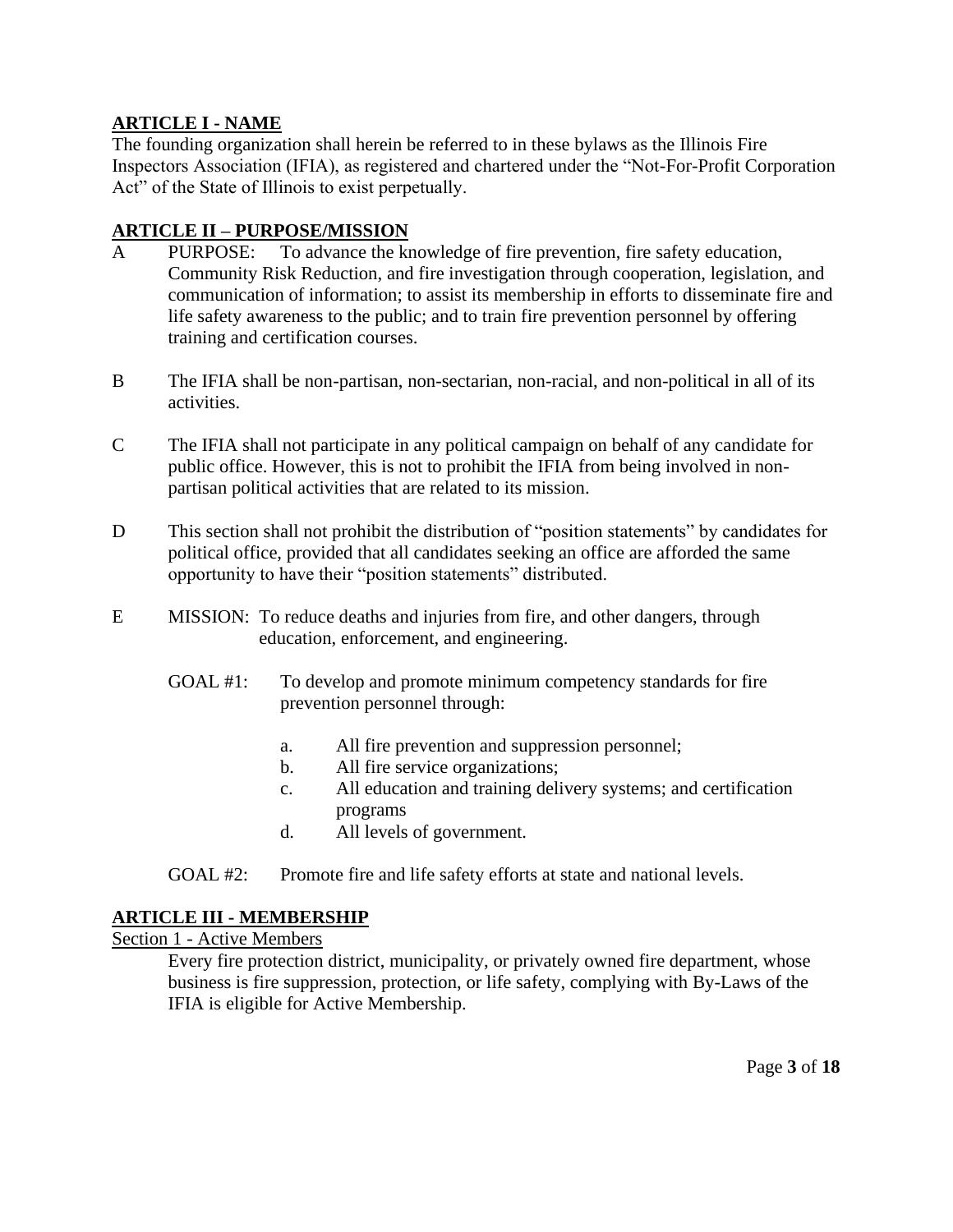## ARTICLE I - NAME

The founding organization shall herein be referred to in these bylaws as the Illinois Fire Inspectors Association (IFIA), as registered and chartered under the "Not-For-Profit Corporation Act" of the State of Illinois to exist perpetually.

## ARTICLE II – PURPOSE/MISSION

A PURPOSE: To advance the knowledge of fire prevention, fire safety education, Community Risk Reduction, and fire investigation through cooperation, legislation, and communication of information; to assist its membership in efforts to disseminate fire and life safety awareness to the public; and to train fire prevention personnel by offering training and certification courses.

B The IFIA shall be non-partisan, non-sectarian, non-racial, and non-political in all of its activities.

C The IFIA shall not participate in any political campaign on behalf of any candidate for public office. However, this is not to prohibit the IFIA from being involved in non-partisan political activities that are related to its mission.

D This section shall not prohibit the distribution of "position statements" by candidates for political office, provided that all candidates seeking an office are afforded the same opportunity to have their "position statements" distributed.

E MISSION: To reduce deaths and injuries from fire, and other dangers, through education, enforcement, and engineering.

GOAL #1: To develop and promote minimum competency standards for fire prevention personnel through:

a. All fire prevention and suppression personnel;
b. All fire service organizations;
c. All education and training delivery systems; and certification programs
d. All levels of government.

GOAL #2: Promote fire and life safety efforts at state and national levels.

## ARTICLE III - MEMBERSHIP

### Section 1 - Active Members

Every fire protection district, municipality, or privately owned fire department, whose business is fire suppression, protection, or life safety, complying with By-Laws of the IFIA is eligible for Active Membership.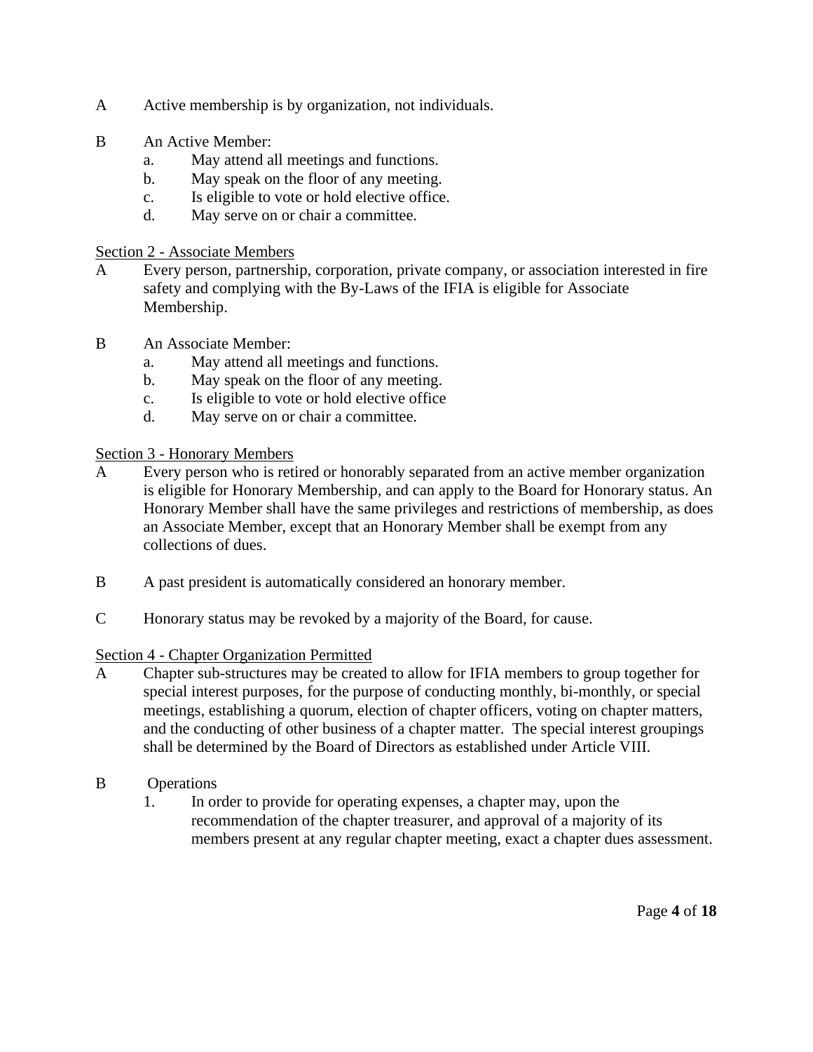A Active membership is by organization, not individuals.

B An Active Member:

a. May attend all meetings and functions.
b. May speak on the floor of any meeting.
c. Is eligible to vote or hold elective office.
d. May serve on or chair a committee.

<u>Section 2 - Associate Members</u>

A Every person, partnership, corporation, private company, or association interested in fire safety and complying with the By-Laws of the IFIA is eligible for Associate Membership.

B An Associate Member:

a. May attend all meetings and functions.
b. May speak on the floor of any meeting.
c. Is eligible to vote or hold elective office
d. May serve on or chair a committee.

<u>Section 3 - Honorary Members</u>

A Every person who is retired or honorably separated from an active member organization is eligible for Honorary Membership, and can apply to the Board for Honorary status. An Honorary Member shall have the same privileges and restrictions of membership, as does an Associate Member, except that an Honorary Member shall be exempt from any collections of dues.

B A past president is automatically considered an honorary member.

C Honorary status may be revoked by a majority of the Board, for cause.

<u>Section 4 - Chapter Organization Permitted</u>

A Chapter sub-structures may be created to allow for IFIA members to group together for special interest purposes, for the purpose of conducting monthly, bi-monthly, or special meetings, establishing a quorum, election of chapter officers, voting on chapter matters, and the conducting of other business of a chapter matter. The special interest groupings shall be determined by the Board of Directors as established under Article VIII.

B Operations

1. In order to provide for operating expenses, a chapter may, upon the recommendation of the chapter treasurer, and approval of a majority of its members present at any regular chapter meeting, exact a chapter dues assessment.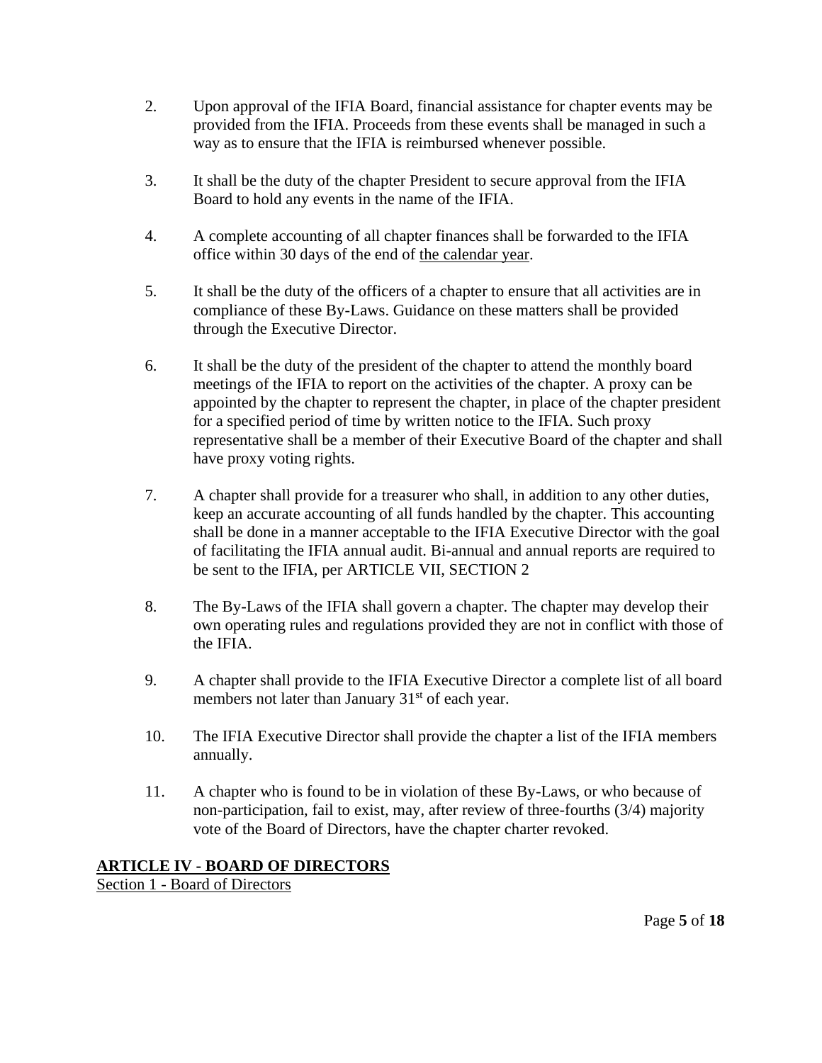2. Upon approval of the IFIA Board, financial assistance for chapter events may be provided from the IFIA. Proceeds from these events shall be managed in such a way as to ensure that the IFIA is reimbursed whenever possible.

3. It shall be the duty of the chapter President to secure approval from the IFIA Board to hold any events in the name of the IFIA.

4. A complete accounting of all chapter finances shall be forwarded to the IFIA office within 30 days of the end of <u>the calendar year</u>.

5. It shall be the duty of the officers of a chapter to ensure that all activities are in compliance of these By-Laws. Guidance on these matters shall be provided through the Executive Director.

6. It shall be the duty of the president of the chapter to attend the monthly board meetings of the IFIA to report on the activities of the chapter. A proxy can be appointed by the chapter to represent the chapter, in place of the chapter president for a specified period of time by written notice to the IFIA. Such proxy representative shall be a member of their Executive Board of the chapter and shall have proxy voting rights.

7. A chapter shall provide for a treasurer who shall, in addition to any other duties, keep an accurate accounting of all funds handled by the chapter. This accounting shall be done in a manner acceptable to the IFIA Executive Director with the goal of facilitating the IFIA annual audit. Bi-annual and annual reports are required to be sent to the IFIA, per ARTICLE VII, SECTION 2

8. The By-Laws of the IFIA shall govern a chapter. The chapter may develop their own operating rules and regulations provided they are not in conflict with those of the IFIA.

9. A chapter shall provide to the IFIA Executive Director a complete list of all board members not later than January 31st of each year.

10. The IFIA Executive Director shall provide the chapter a list of the IFIA members annually.

11. A chapter who is found to be in violation of these By-Laws, or who because of non-participation, fail to exist, may, after review of three-fourths (3/4) majority vote of the Board of Directors, have the chapter charter revoked.

## ARTICLE IV - BOARD OF DIRECTORS

<u>Section 1 - Board of Directors</u>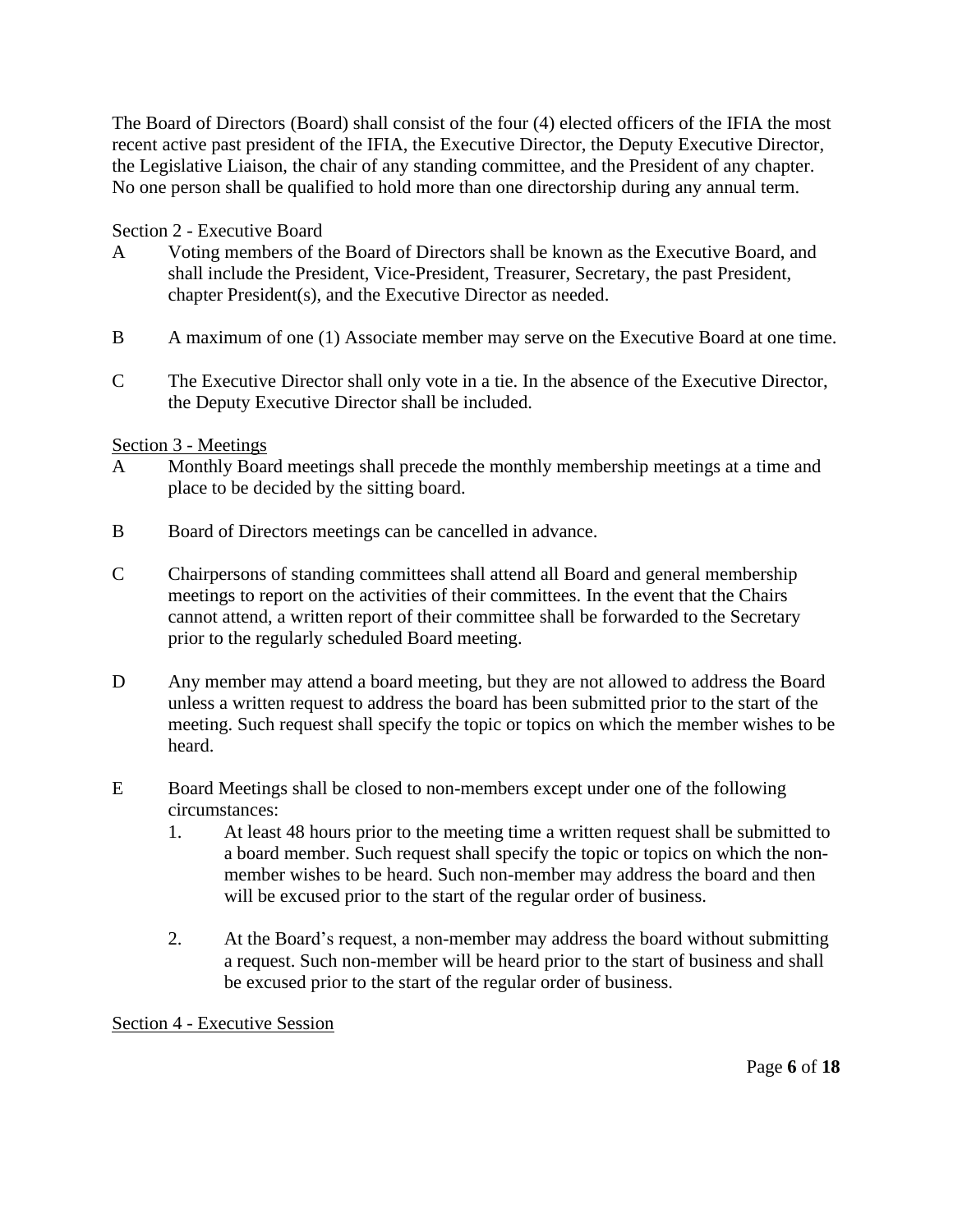The Board of Directors (Board) shall consist of the four (4) elected officers of the IFIA the most recent active past president of the IFIA, the Executive Director, the Deputy Executive Director, the Legislative Liaison, the chair of any standing committee, and the President of any chapter. No one person shall be qualified to hold more than one directorship during any annual term.

Section 2 - Executive Board

A Voting members of the Board of Directors shall be known as the Executive Board, and shall include the President, Vice-President, Treasurer, Secretary, the past President, chapter President(s), and the Executive Director as needed.

B A maximum of one (1) Associate member may serve on the Executive Board at one time.

C The Executive Director shall only vote in a tie. In the absence of the Executive Director, the Deputy Executive Director shall be included.

Section 3 - Meetings

A Monthly Board meetings shall precede the monthly membership meetings at a time and place to be decided by the sitting board.

B Board of Directors meetings can be cancelled in advance.

C Chairpersons of standing committees shall attend all Board and general membership meetings to report on the activities of their committees. In the event that the Chairs cannot attend, a written report of their committee shall be forwarded to the Secretary prior to the regularly scheduled Board meeting.

D Any member may attend a board meeting, but they are not allowed to address the Board unless a written request to address the board has been submitted prior to the start of the meeting. Such request shall specify the topic or topics on which the member wishes to be heard.

E Board Meetings shall be closed to non-members except under one of the following circumstances:

1. At least 48 hours prior to the meeting time a written request shall be submitted to a board member. Such request shall specify the topic or topics on which the non-member wishes to be heard. Such non-member may address the board and then will be excused prior to the start of the regular order of business.

2. At the Board's request, a non-member may address the board without submitting a request. Such non-member will be heard prior to the start of business and shall be excused prior to the start of the regular order of business.

Section 4 - Executive Session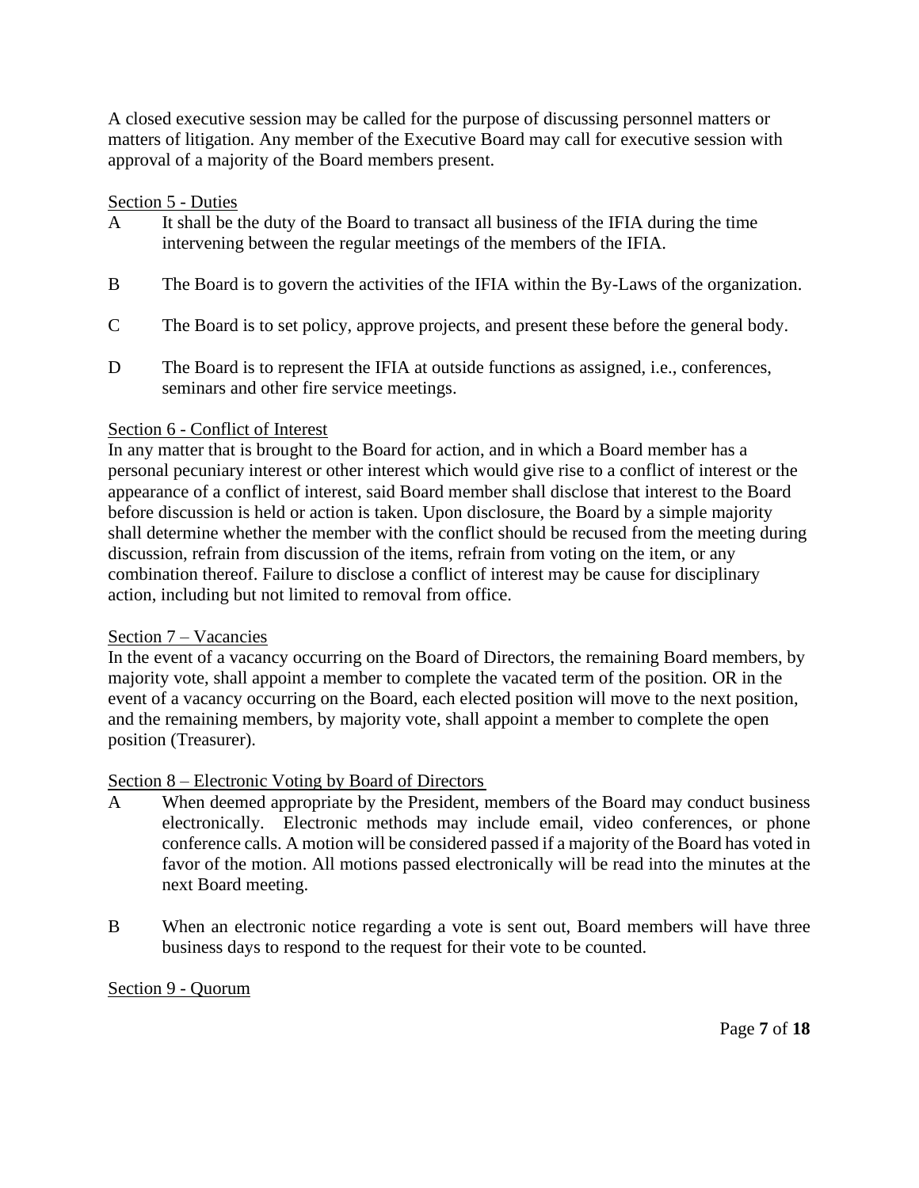A closed executive session may be called for the purpose of discussing personnel matters or matters of litigation. Any member of the Executive Board may call for executive session with approval of a majority of the Board members present.

<u>Section 5 - Duties</u>

A It shall be the duty of the Board to transact all business of the IFIA during the time intervening between the regular meetings of the members of the IFIA.

B The Board is to govern the activities of the IFIA within the By-Laws of the organization.

C The Board is to set policy, approve projects, and present these before the general body.

D The Board is to represent the IFIA at outside functions as assigned, i.e., conferences, seminars and other fire service meetings.

<u>Section 6 - Conflict of Interest</u>

In any matter that is brought to the Board for action, and in which a Board member has a personal pecuniary interest or other interest which would give rise to a conflict of interest or the appearance of a conflict of interest, said Board member shall disclose that interest to the Board before discussion is held or action is taken. Upon disclosure, the Board by a simple majority shall determine whether the member with the conflict should be recused from the meeting during discussion, refrain from discussion of the items, refrain from voting on the item, or any combination thereof. Failure to disclose a conflict of interest may be cause for disciplinary action, including but not limited to removal from office.

<u>Section 7 – Vacancies</u>

In the event of a vacancy occurring on the Board of Directors, the remaining Board members, by majority vote, shall appoint a member to complete the vacated term of the position. OR in the event of a vacancy occurring on the Board, each elected position will move to the next position, and the remaining members, by majority vote, shall appoint a member to complete the open position (Treasurer).

<u>Section 8 – Electronic Voting by Board of Directors</u>

A When deemed appropriate by the President, members of the Board may conduct business electronically. Electronic methods may include email, video conferences, or phone conference calls. A motion will be considered passed if a majority of the Board has voted in favor of the motion. All motions passed electronically will be read into the minutes at the next Board meeting.

B When an electronic notice regarding a vote is sent out, Board members will have three business days to respond to the request for their vote to be counted.

<u>Section 9 - Quorum</u>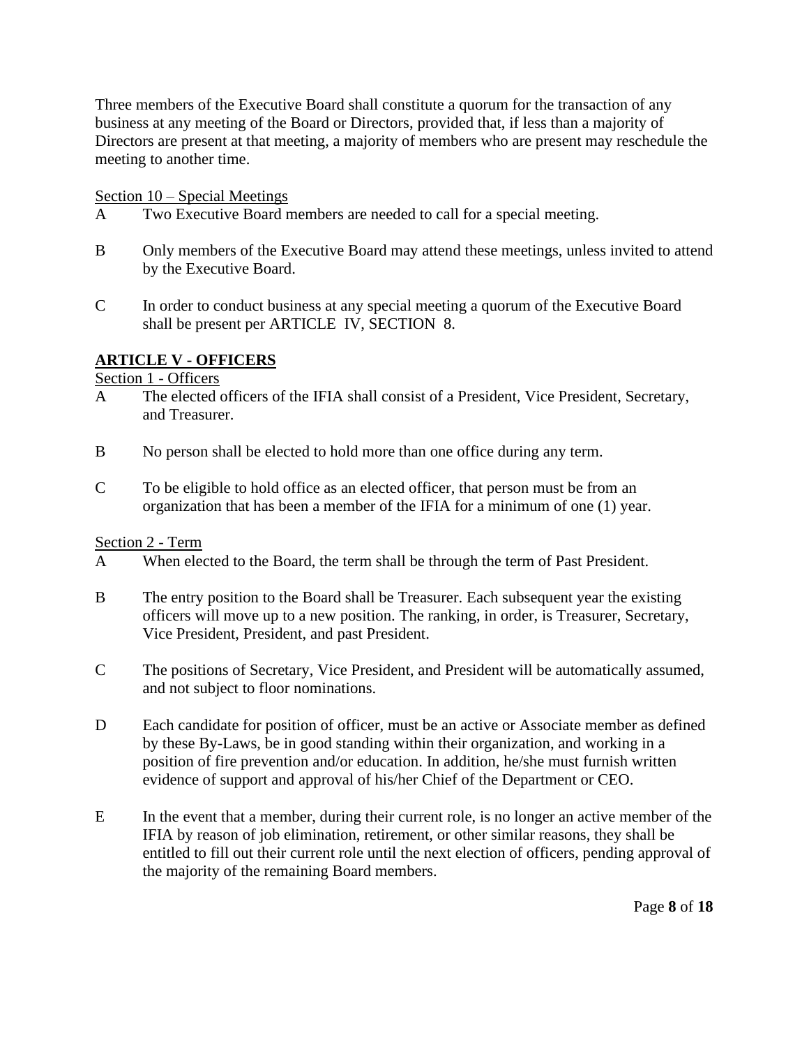Three members of the Executive Board shall constitute a quorum for the transaction of any business at any meeting of the Board or Directors, provided that, if less than a majority of Directors are present at that meeting, a majority of members who are present may reschedule the meeting to another time.

<u>Section 10 – Special Meetings</u>

A  Two Executive Board members are needed to call for a special meeting.

B  Only members of the Executive Board may attend these meetings, unless invited to attend by the Executive Board.

C  In order to conduct business at any special meeting a quorum of the Executive Board shall be present per ARTICLE IV, SECTION 8.

## ARTICLE V - OFFICERS

<u>Section 1 - Officers</u>

A  The elected officers of the IFIA shall consist of a President, Vice President, Secretary, and Treasurer.

B  No person shall be elected to hold more than one office during any term.

C  To be eligible to hold office as an elected officer, that person must be from an organization that has been a member of the IFIA for a minimum of one (1) year.

<u>Section 2 - Term</u>

A  When elected to the Board, the term shall be through the term of Past President.

B  The entry position to the Board shall be Treasurer. Each subsequent year the existing officers will move up to a new position. The ranking, in order, is Treasurer, Secretary, Vice President, President, and past President.

C  The positions of Secretary, Vice President, and President will be automatically assumed, and not subject to floor nominations.

D  Each candidate for position of officer, must be an active or Associate member as defined by these By-Laws, be in good standing within their organization, and working in a position of fire prevention and/or education. In addition, he/she must furnish written evidence of support and approval of his/her Chief of the Department or CEO.

E  In the event that a member, during their current role, is no longer an active member of the IFIA by reason of job elimination, retirement, or other similar reasons, they shall be entitled to fill out their current role until the next election of officers, pending approval of the majority of the remaining Board members.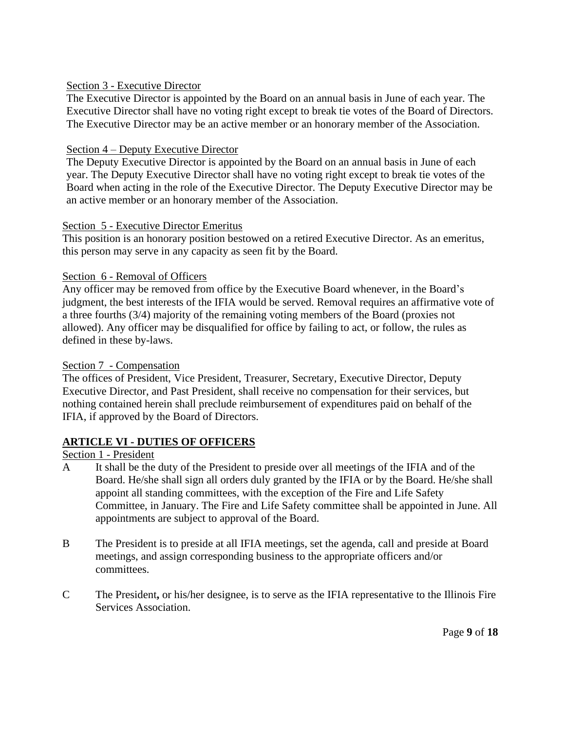Section 3 - Executive Director

The Executive Director is appointed by the Board on an annual basis in June of each year. The Executive Director shall have no voting right except to break tie votes of the Board of Directors. The Executive Director may be an active member or an honorary member of the Association.

Section 4 – Deputy Executive Director

The Deputy Executive Director is appointed by the Board on an annual basis in June of each year. The Deputy Executive Director shall have no voting right except to break tie votes of the Board when acting in the role of the Executive Director. The Deputy Executive Director may be an active member or an honorary member of the Association.

Section 5 - Executive Director Emeritus

This position is an honorary position bestowed on a retired Executive Director. As an emeritus, this person may serve in any capacity as seen fit by the Board.

Section 6 - Removal of Officers

Any officer may be removed from office by the Executive Board whenever, in the Board's judgment, the best interests of the IFIA would be served. Removal requires an affirmative vote of a three fourths (3/4) majority of the remaining voting members of the Board (proxies not allowed). Any officer may be disqualified for office by failing to act, or follow, the rules as defined in these by-laws.

Section 7 - Compensation

The offices of President, Vice President, Treasurer, Secretary, Executive Director, Deputy Executive Director, and Past President, shall receive no compensation for their services, but nothing contained herein shall preclude reimbursement of expenditures paid on behalf of the IFIA, if approved by the Board of Directors.

## ARTICLE VI - DUTIES OF OFFICERS

Section 1 - President

A It shall be the duty of the President to preside over all meetings of the IFIA and of the Board. He/she shall sign all orders duly granted by the IFIA or by the Board. He/she shall appoint all standing committees, with the exception of the Fire and Life Safety Committee, in January. The Fire and Life Safety committee shall be appointed in June. All appointments are subject to approval of the Board.

B The President is to preside at all IFIA meetings, set the agenda, call and preside at Board meetings, and assign corresponding business to the appropriate officers and/or committees.

C The President**,** or his/her designee, is to serve as the IFIA representative to the Illinois Fire Services Association.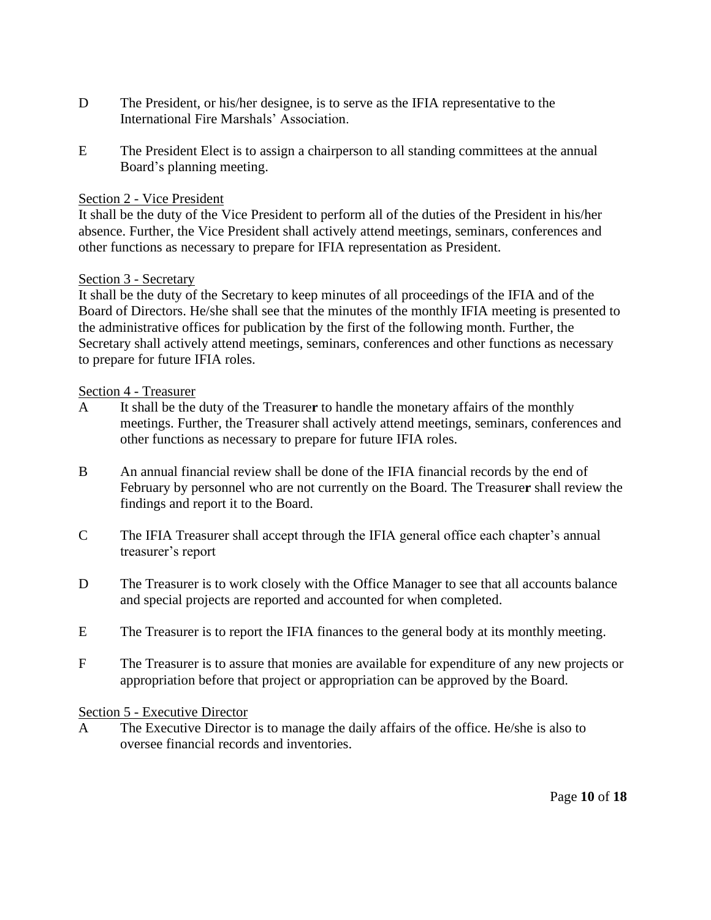D The President, or his/her designee, is to serve as the IFIA representative to the International Fire Marshals' Association.

E The President Elect is to assign a chairperson to all standing committees at the annual Board's planning meeting.

Section 2 - Vice President

It shall be the duty of the Vice President to perform all of the duties of the President in his/her absence. Further, the Vice President shall actively attend meetings, seminars, conferences and other functions as necessary to prepare for IFIA representation as President.

Section 3 - Secretary

It shall be the duty of the Secretary to keep minutes of all proceedings of the IFIA and of the Board of Directors. He/she shall see that the minutes of the monthly IFIA meeting is presented to the administrative offices for publication by the first of the following month. Further, the Secretary shall actively attend meetings, seminars, conferences and other functions as necessary to prepare for future IFIA roles.

Section 4 - Treasurer

A It shall be the duty of the Treasure**r** to handle the monetary affairs of the monthly meetings. Further, the Treasurer shall actively attend meetings, seminars, conferences and other functions as necessary to prepare for future IFIA roles.

B An annual financial review shall be done of the IFIA financial records by the end of February by personnel who are not currently on the Board. The Treasure**r** shall review the findings and report it to the Board.

C The IFIA Treasurer shall accept through the IFIA general office each chapter's annual treasurer's report

D The Treasurer is to work closely with the Office Manager to see that all accounts balance and special projects are reported and accounted for when completed.

E The Treasurer is to report the IFIA finances to the general body at its monthly meeting.

F The Treasurer is to assure that monies are available for expenditure of any new projects or appropriation before that project or appropriation can be approved by the Board.

Section 5 - Executive Director

A The Executive Director is to manage the daily affairs of the office. He/she is also to oversee financial records and inventories.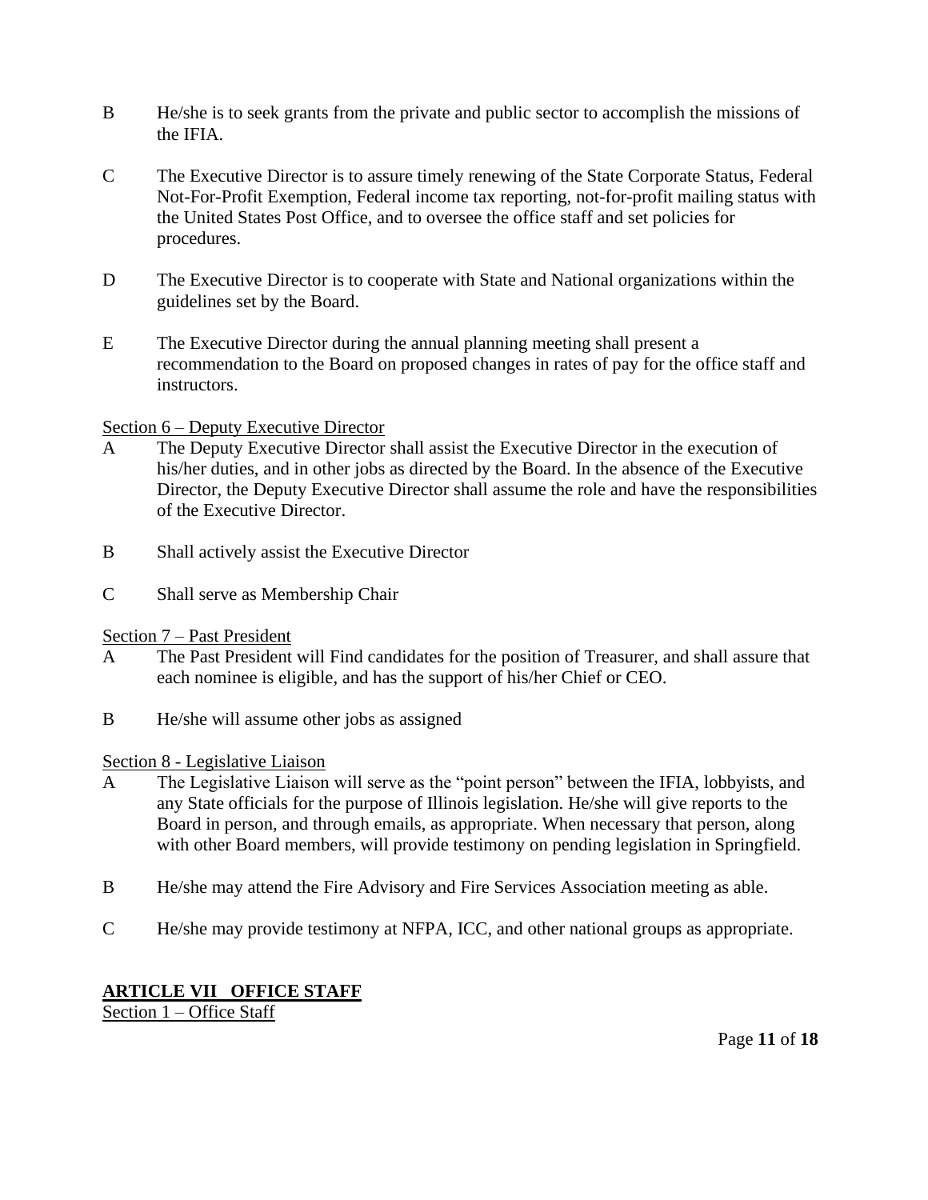B He/she is to seek grants from the private and public sector to accomplish the missions of the IFIA.

C The Executive Director is to assure timely renewing of the State Corporate Status, Federal Not-For-Profit Exemption, Federal income tax reporting, not-for-profit mailing status with the United States Post Office, and to oversee the office staff and set policies for procedures.

D The Executive Director is to cooperate with State and National organizations within the guidelines set by the Board.

E The Executive Director during the annual planning meeting shall present a recommendation to the Board on proposed changes in rates of pay for the office staff and instructors.

<u>Section 6 – Deputy Executive Director</u>

A The Deputy Executive Director shall assist the Executive Director in the execution of his/her duties, and in other jobs as directed by the Board. In the absence of the Executive Director, the Deputy Executive Director shall assume the role and have the responsibilities of the Executive Director.

B Shall actively assist the Executive Director

C Shall serve as Membership Chair

<u>Section 7 – Past President</u>

A The Past President will Find candidates for the position of Treasurer, and shall assure that each nominee is eligible, and has the support of his/her Chief or CEO.

B He/she will assume other jobs as assigned

<u>Section 8 - Legislative Liaison</u>

A The Legislative Liaison will serve as the "point person" between the IFIA, lobbyists, and any State officials for the purpose of Illinois legislation. He/she will give reports to the Board in person, and through emails, as appropriate. When necessary that person, along with other Board members, will provide testimony on pending legislation in Springfield.

B He/she may attend the Fire Advisory and Fire Services Association meeting as able.

C He/she may provide testimony at NFPA, ICC, and other national groups as appropriate.

## ARTICLE VII OFFICE STAFF

<u>Section 1 – Office Staff</u>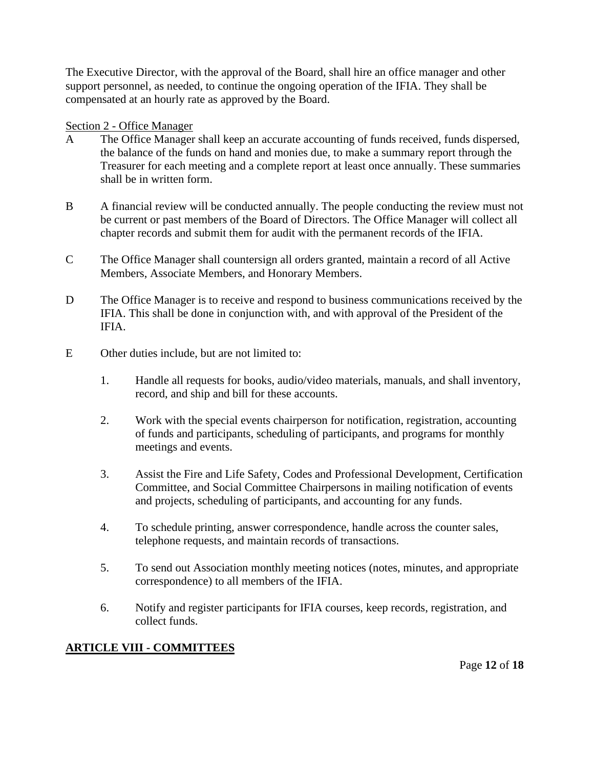The Executive Director, with the approval of the Board, shall hire an office manager and other support personnel, as needed, to continue the ongoing operation of the IFIA. They shall be compensated at an hourly rate as approved by the Board.

<u>Section 2 - Office Manager</u>

A The Office Manager shall keep an accurate accounting of funds received, funds dispersed, the balance of the funds on hand and monies due, to make a summary report through the Treasurer for each meeting and a complete report at least once annually. These summaries shall be in written form.

B A financial review will be conducted annually. The people conducting the review must not be current or past members of the Board of Directors. The Office Manager will collect all chapter records and submit them for audit with the permanent records of the IFIA.

C The Office Manager shall countersign all orders granted, maintain a record of all Active Members, Associate Members, and Honorary Members.

D The Office Manager is to receive and respond to business communications received by the IFIA. This shall be done in conjunction with, and with approval of the President of the IFIA.

E Other duties include, but are not limited to:

1. Handle all requests for books, audio/video materials, manuals, and shall inventory, record, and ship and bill for these accounts.

2. Work with the special events chairperson for notification, registration, accounting of funds and participants, scheduling of participants, and programs for monthly meetings and events.

3. Assist the Fire and Life Safety, Codes and Professional Development, Certification Committee, and Social Committee Chairpersons in mailing notification of events and projects, scheduling of participants, and accounting for any funds.

4. To schedule printing, answer correspondence, handle across the counter sales, telephone requests, and maintain records of transactions.

5. To send out Association monthly meeting notices (notes, minutes, and appropriate correspondence) to all members of the IFIA.

6. Notify and register participants for IFIA courses, keep records, registration, and collect funds.

## ARTICLE VIII - COMMITTEES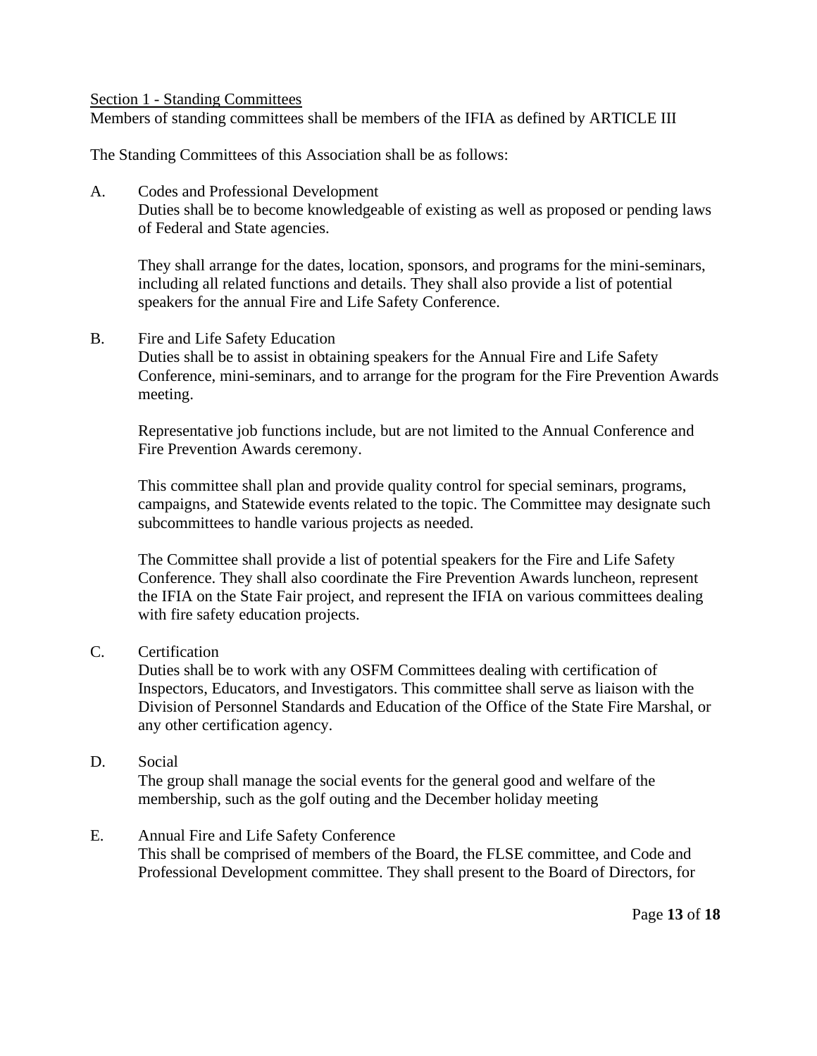<u>Section 1 - Standing Committees</u>

Members of standing committees shall be members of the IFIA as defined by ARTICLE III

The Standing Committees of this Association shall be as follows:

A. Codes and Professional Development

Duties shall be to become knowledgeable of existing as well as proposed or pending laws of Federal and State agencies.

They shall arrange for the dates, location, sponsors, and programs for the mini-seminars, including all related functions and details. They shall also provide a list of potential speakers for the annual Fire and Life Safety Conference.

B. Fire and Life Safety Education

Duties shall be to assist in obtaining speakers for the Annual Fire and Life Safety Conference, mini-seminars, and to arrange for the program for the Fire Prevention Awards meeting.

Representative job functions include, but are not limited to the Annual Conference and Fire Prevention Awards ceremony.

This committee shall plan and provide quality control for special seminars, programs, campaigns, and Statewide events related to the topic. The Committee may designate such subcommittees to handle various projects as needed.

The Committee shall provide a list of potential speakers for the Fire and Life Safety Conference. They shall also coordinate the Fire Prevention Awards luncheon, represent the IFIA on the State Fair project, and represent the IFIA on various committees dealing with fire safety education projects.

C. Certification

Duties shall be to work with any OSFM Committees dealing with certification of Inspectors, Educators, and Investigators. This committee shall serve as liaison with the Division of Personnel Standards and Education of the Office of the State Fire Marshal, or any other certification agency.

D. Social

The group shall manage the social events for the general good and welfare of the membership, such as the golf outing and the December holiday meeting

E. Annual Fire and Life Safety Conference

This shall be comprised of members of the Board, the FLSE committee, and Code and Professional Development committee. They shall present to the Board of Directors, for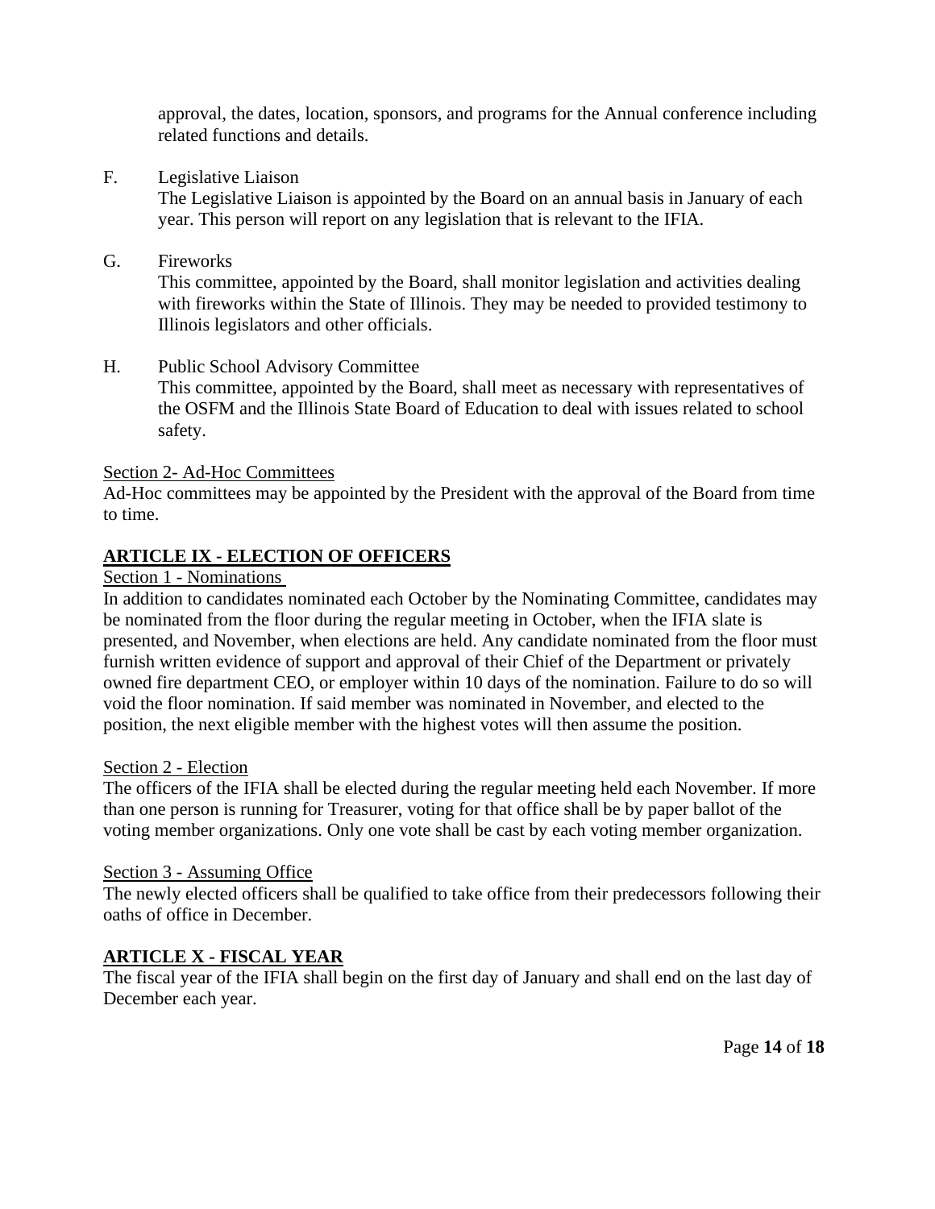approval, the dates, location, sponsors, and programs for the Annual conference including related functions and details.

F. Legislative Liaison

The Legislative Liaison is appointed by the Board on an annual basis in January of each year. This person will report on any legislation that is relevant to the IFIA.

G. Fireworks

This committee, appointed by the Board, shall monitor legislation and activities dealing with fireworks within the State of Illinois. They may be needed to provided testimony to Illinois legislators and other officials.

H. Public School Advisory Committee

This committee, appointed by the Board, shall meet as necessary with representatives of the OSFM and the Illinois State Board of Education to deal with issues related to school safety.

Section 2- Ad-Hoc Committees

Ad-Hoc committees may be appointed by the President with the approval of the Board from time to time.

## ARTICLE IX - ELECTION OF OFFICERS

Section 1 - Nominations

In addition to candidates nominated each October by the Nominating Committee, candidates may be nominated from the floor during the regular meeting in October, when the IFIA slate is presented, and November, when elections are held. Any candidate nominated from the floor must furnish written evidence of support and approval of their Chief of the Department or privately owned fire department CEO, or employer within 10 days of the nomination. Failure to do so will void the floor nomination. If said member was nominated in November, and elected to the position, the next eligible member with the highest votes will then assume the position.

Section 2 - Election

The officers of the IFIA shall be elected during the regular meeting held each November. If more than one person is running for Treasurer, voting for that office shall be by paper ballot of the voting member organizations. Only one vote shall be cast by each voting member organization.

Section 3 - Assuming Office

The newly elected officers shall be qualified to take office from their predecessors following their oaths of office in December.

## ARTICLE X - FISCAL YEAR

The fiscal year of the IFIA shall begin on the first day of January and shall end on the last day of December each year.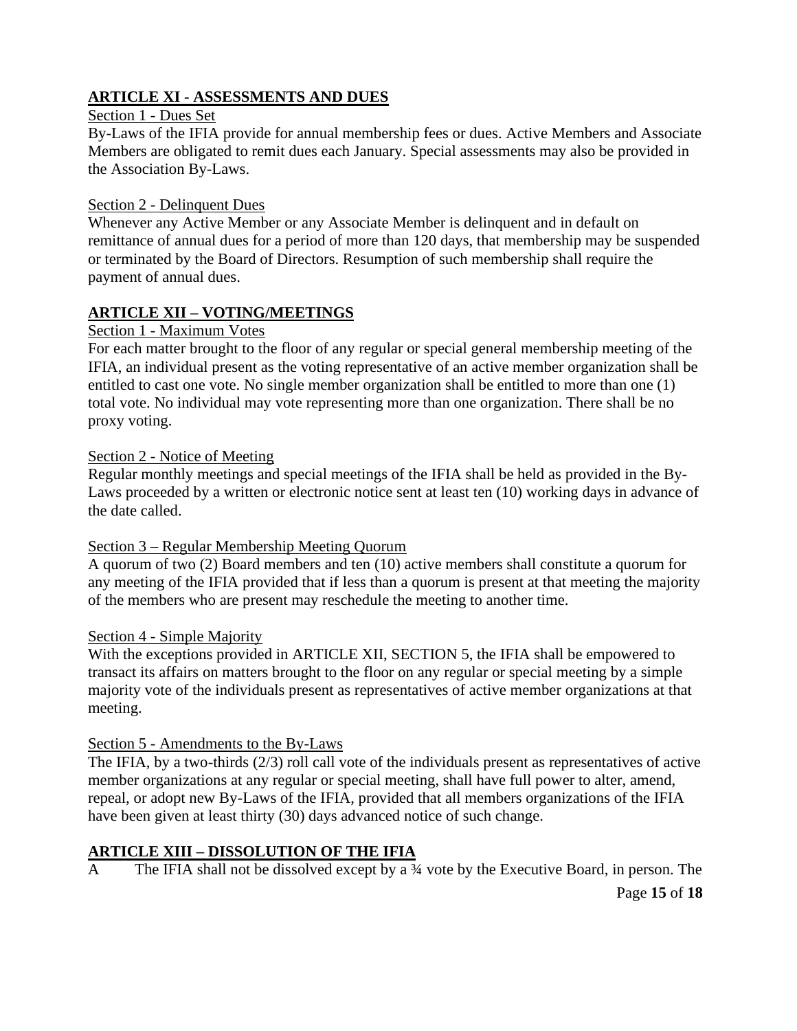## ARTICLE XI - ASSESSMENTS AND DUES

Section 1 - Dues Set

By-Laws of the IFIA provide for annual membership fees or dues. Active Members and Associate Members are obligated to remit dues each January. Special assessments may also be provided in the Association By-Laws.

Section 2 - Delinquent Dues

Whenever any Active Member or any Associate Member is delinquent and in default on remittance of annual dues for a period of more than 120 days, that membership may be suspended or terminated by the Board of Directors. Resumption of such membership shall require the payment of annual dues.

## ARTICLE XII – VOTING/MEETINGS

Section 1 - Maximum Votes

For each matter brought to the floor of any regular or special general membership meeting of the IFIA, an individual present as the voting representative of an active member organization shall be entitled to cast one vote. No single member organization shall be entitled to more than one (1) total vote. No individual may vote representing more than one organization. There shall be no proxy voting.

Section 2 - Notice of Meeting

Regular monthly meetings and special meetings of the IFIA shall be held as provided in the By-Laws proceeded by a written or electronic notice sent at least ten (10) working days in advance of the date called.

Section 3 – Regular Membership Meeting Quorum

A quorum of two (2) Board members and ten (10) active members shall constitute a quorum for any meeting of the IFIA provided that if less than a quorum is present at that meeting the majority of the members who are present may reschedule the meeting to another time.

Section 4 - Simple Majority

With the exceptions provided in ARTICLE XII, SECTION 5, the IFIA shall be empowered to transact its affairs on matters brought to the floor on any regular or special meeting by a simple majority vote of the individuals present as representatives of active member organizations at that meeting.

Section 5 - Amendments to the By-Laws

The IFIA, by a two-thirds (2/3) roll call vote of the individuals present as representatives of active member organizations at any regular or special meeting, shall have full power to alter, amend, repeal, or adopt new By-Laws of the IFIA, provided that all members organizations of the IFIA have been given at least thirty (30) days advanced notice of such change.

## ARTICLE XIII – DISSOLUTION OF THE IFIA

A The IFIA shall not be dissolved except by a ¾ vote by the Executive Board, in person. The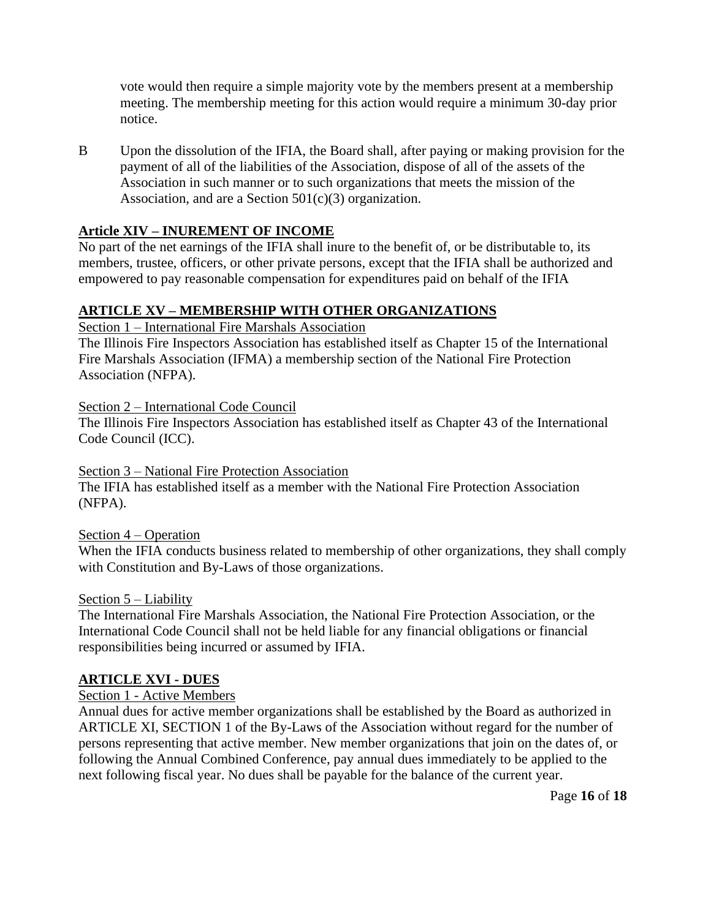vote would then require a simple majority vote by the members present at a membership meeting. The membership meeting for this action would require a minimum 30-day prior notice.

B Upon the dissolution of the IFIA, the Board shall, after paying or making provision for the payment of all of the liabilities of the Association, dispose of all of the assets of the Association in such manner or to such organizations that meets the mission of the Association, and are a Section 501(c)(3) organization.

## Article XIV – INUREMENT OF INCOME

No part of the net earnings of the IFIA shall inure to the benefit of, or be distributable to, its members, trustee, officers, or other private persons, except that the IFIA shall be authorized and empowered to pay reasonable compensation for expenditures paid on behalf of the IFIA

## ARTICLE XV – MEMBERSHIP WITH OTHER ORGANIZATIONS

Section 1 – International Fire Marshals Association

The Illinois Fire Inspectors Association has established itself as Chapter 15 of the International Fire Marshals Association (IFMA) a membership section of the National Fire Protection Association (NFPA).

Section 2 – International Code Council

The Illinois Fire Inspectors Association has established itself as Chapter 43 of the International Code Council (ICC).

Section 3 – National Fire Protection Association

The IFIA has established itself as a member with the National Fire Protection Association (NFPA).

Section 4 – Operation

When the IFIA conducts business related to membership of other organizations, they shall comply with Constitution and By-Laws of those organizations.

Section 5 – Liability

The International Fire Marshals Association, the National Fire Protection Association, or the International Code Council shall not be held liable for any financial obligations or financial responsibilities being incurred or assumed by IFIA.

## ARTICLE XVI - DUES

Section 1 - Active Members

Annual dues for active member organizations shall be established by the Board as authorized in ARTICLE XI, SECTION 1 of the By-Laws of the Association without regard for the number of persons representing that active member. New member organizations that join on the dates of, or following the Annual Combined Conference, pay annual dues immediately to be applied to the next following fiscal year. No dues shall be payable for the balance of the current year.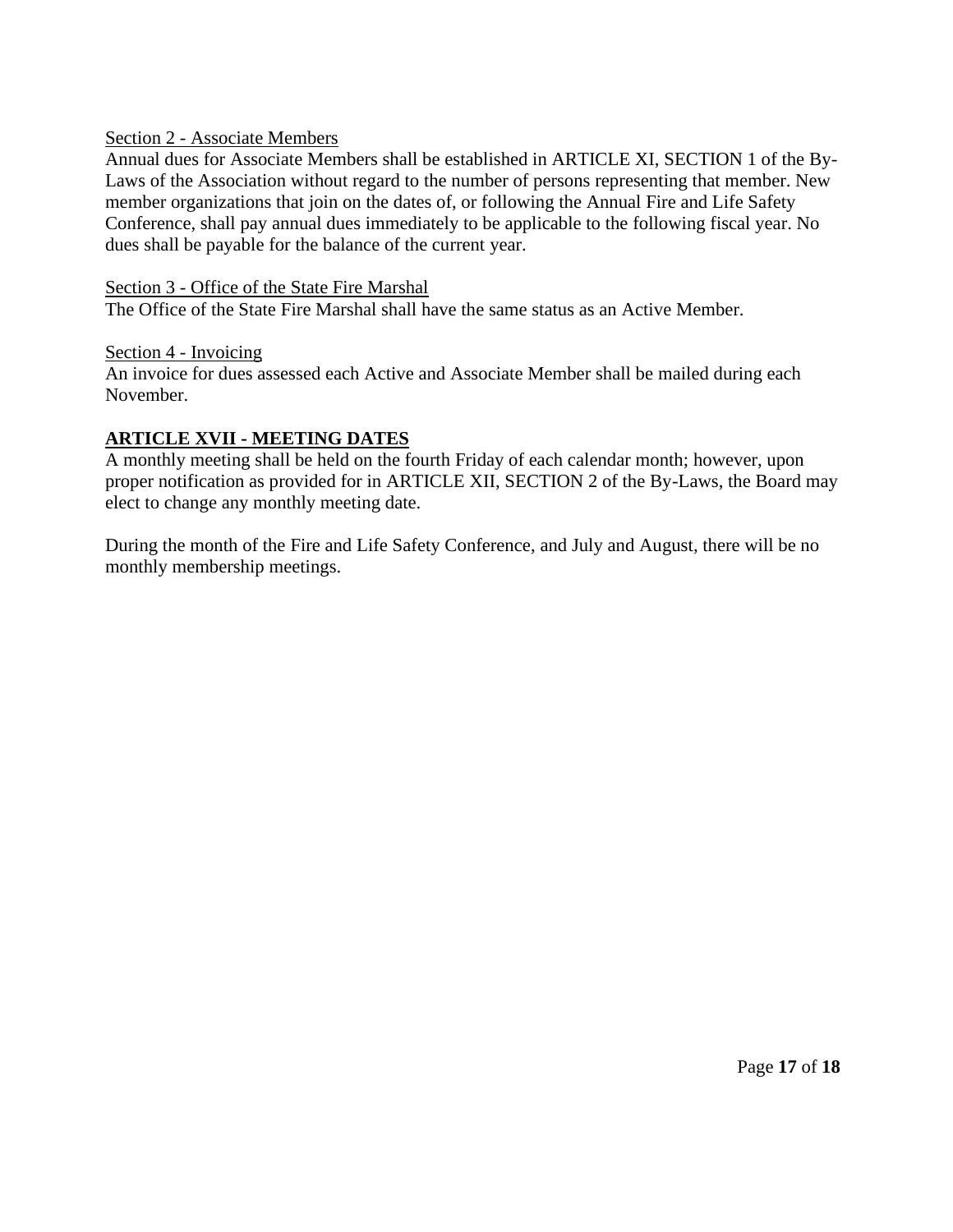<u>Section 2 - Associate Members</u>
Annual dues for Associate Members shall be established in ARTICLE XI, SECTION 1 of the By-Laws of the Association without regard to the number of persons representing that member. New member organizations that join on the dates of, or following the Annual Fire and Life Safety Conference, shall pay annual dues immediately to be applicable to the following fiscal year. No dues shall be payable for the balance of the current year.

<u>Section 3 - Office of the State Fire Marshal</u>
The Office of the State Fire Marshal shall have the same status as an Active Member.

<u>Section 4 - Invoicing</u>
An invoice for dues assessed each Active and Associate Member shall be mailed during each November.

## **<u>ARTICLE XVII - MEETING DATES</u>**

A monthly meeting shall be held on the fourth Friday of each calendar month; however, upon proper notification as provided for in ARTICLE XII, SECTION 2 of the By-Laws, the Board may elect to change any monthly meeting date.

During the month of the Fire and Life Safety Conference, and July and August, there will be no monthly membership meetings.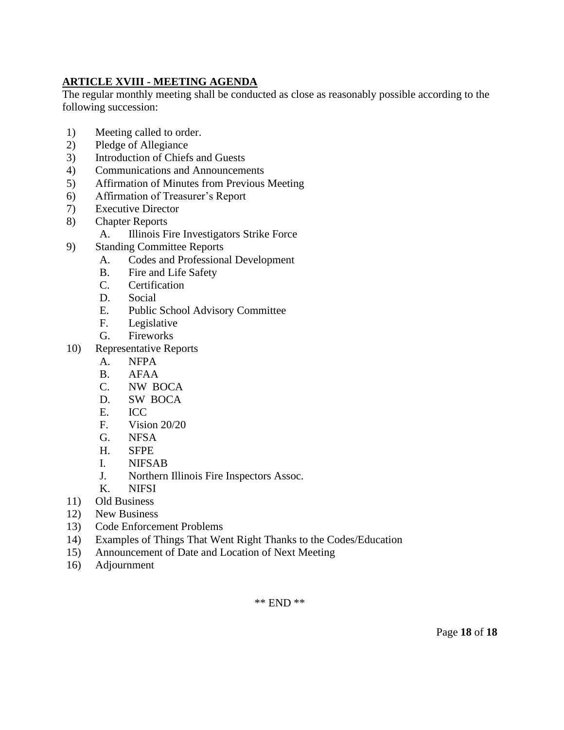## ARTICLE XVIII - MEETING AGENDA

The regular monthly meeting shall be conducted as close as reasonably possible according to the following succession:

1) Meeting called to order.
2) Pledge of Allegiance
3) Introduction of Chiefs and Guests
4) Communications and Announcements
5) Affirmation of Minutes from Previous Meeting
6) Affirmation of Treasurer's Report
7) Executive Director
8) Chapter Reports
   - A. Illinois Fire Investigators Strike Force
9) Standing Committee Reports
   - A. Codes and Professional Development
   - B. Fire and Life Safety
   - C. Certification
   - D. Social
   - E. Public School Advisory Committee
   - F. Legislative
   - G. Fireworks
10) Representative Reports
    - A. NFPA
    - B. AFAA
    - C. NW BOCA
    - D. SW BOCA
    - E. ICC
    - F. Vision 20/20
    - G. NFSA
    - H. SFPE
    - I. NIFSAB
    - J. Northern Illinois Fire Inspectors Assoc.
    - K. NIFSI
11) Old Business
12) New Business
13) Code Enforcement Problems
14) Examples of Things That Went Right Thanks to the Codes/Education
15) Announcement of Date and Location of Next Meeting
16) Adjournment

** END **